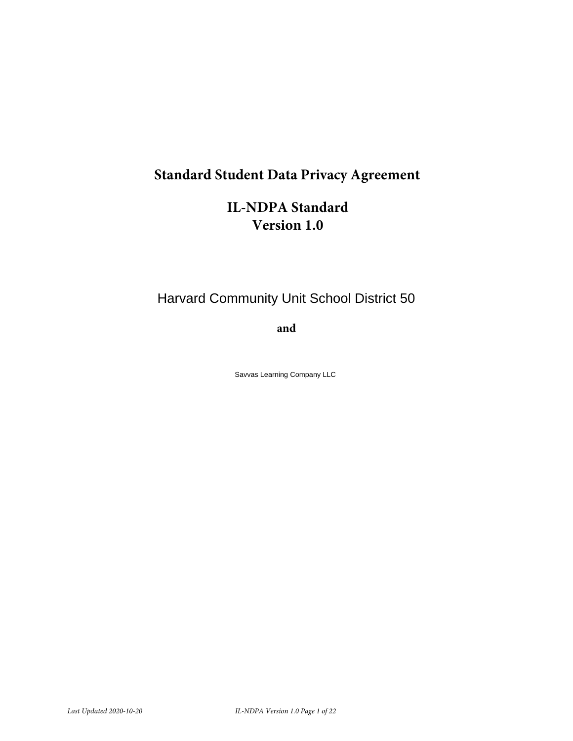# Standard Student Data Privacy Agreement

## IL-NDPA Standard
## Version 1.0

Harvard Community Unit School District 50

**and**

Savvas Learning Company LLC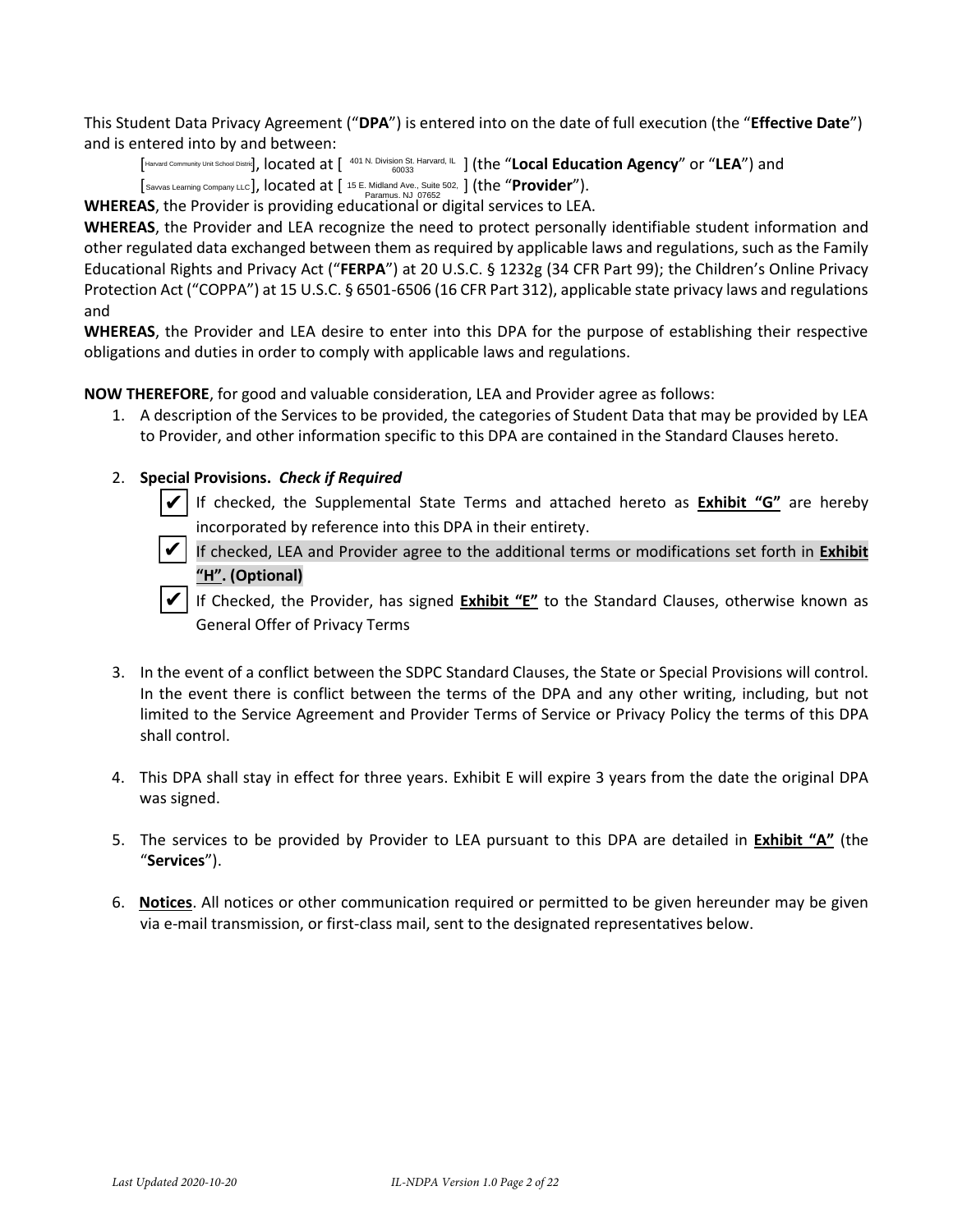This Student Data Privacy Agreement ("**DPA**") is entered into on the date of full execution (the "**Effective Date**") and is entered into by and between:

[Harvard Community Unit School District], located at [ 401 N. Division St. Harvard, IL 60033 ] (the "**Local Education Agency**" or "**LEA**") and

[Savvas Learning Company LLC], located at [ 15 E. Midland Ave., Suite 502, Paramus. NJ 07652 ] (the "**Provider**").

**WHEREAS**, the Provider is providing educational or digital services to LEA.

**WHEREAS**, the Provider and LEA recognize the need to protect personally identifiable student information and other regulated data exchanged between them as required by applicable laws and regulations, such as the Family Educational Rights and Privacy Act ("**FERPA**") at 20 U.S.C. § 1232g (34 CFR Part 99); the Children's Online Privacy Protection Act ("COPPA") at 15 U.S.C. § 6501-6506 (16 CFR Part 312), applicable state privacy laws and regulations and

**WHEREAS**, the Provider and LEA desire to enter into this DPA for the purpose of establishing their respective obligations and duties in order to comply with applicable laws and regulations.

**NOW THEREFORE**, for good and valuable consideration, LEA and Provider agree as follows:

1. A description of the Services to be provided, the categories of Student Data that may be provided by LEA to Provider, and other information specific to this DPA are contained in the Standard Clauses hereto.

2. **Special Provisions.** ***Check if Required***

   ✔ If checked, the Supplemental State Terms and attached hereto as **Exhibit "G"** are hereby incorporated by reference into this DPA in their entirety.

   ✔ If checked, LEA and Provider agree to the additional terms or modifications set forth in **Exhibit "H"**. **(Optional)**

   ✔ If Checked, the Provider, has signed **Exhibit "E"** to the Standard Clauses, otherwise known as General Offer of Privacy Terms

3. In the event of a conflict between the SDPC Standard Clauses, the State or Special Provisions will control. In the event there is conflict between the terms of the DPA and any other writing, including, but not limited to the Service Agreement and Provider Terms of Service or Privacy Policy the terms of this DPA shall control.

4. This DPA shall stay in effect for three years. Exhibit E will expire 3 years from the date the original DPA was signed.

5. The services to be provided by Provider to LEA pursuant to this DPA are detailed in **Exhibit "A"** (the "**Services**").

6. **Notices**. All notices or other communication required or permitted to be given hereunder may be given via e-mail transmission, or first-class mail, sent to the designated representatives below.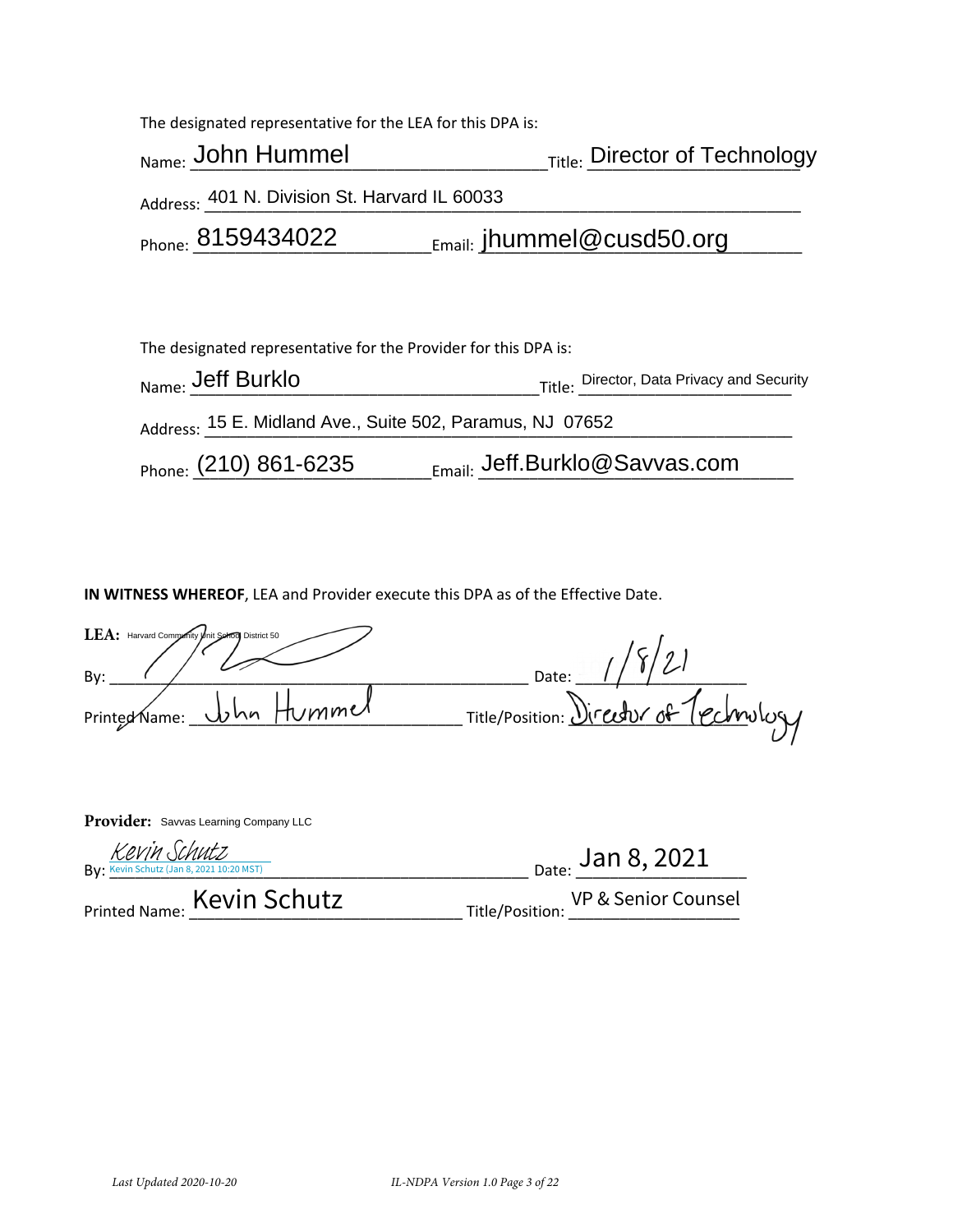The designated representative for the LEA for this DPA is:

Name: John Hummel Title: Director of Technology

Address: 401 N. Division St. Harvard IL 60033

Phone: 8159434022 Email: jhummel@cusd50.org

The designated representative for the Provider for this DPA is:

Name: Jeff Burklo Title: Director, Data Privacy and Security

Address: 15 E. Midland Ave., Suite 502, Paramus, NJ 07652

Phone: (210) 861-6235 Email: Jeff.Burklo@Savvas.com

**IN WITNESS WHEREOF**, LEA and Provider execute this DPA as of the Effective Date.

**LEA:** Harvard Community Unit School District 50

By: ____________________ Date: 1/8/21

Printed Name: John Hummel Title/Position: Director of Technology

**Provider:** Savvas Learning Company LLC

By: Kevin Schutz (Kevin Schutz (Jan 8, 2021 10:20 MST)) Date: Jan 8, 2021

Printed Name: Kevin Schutz Title/Position: VP & Senior Counsel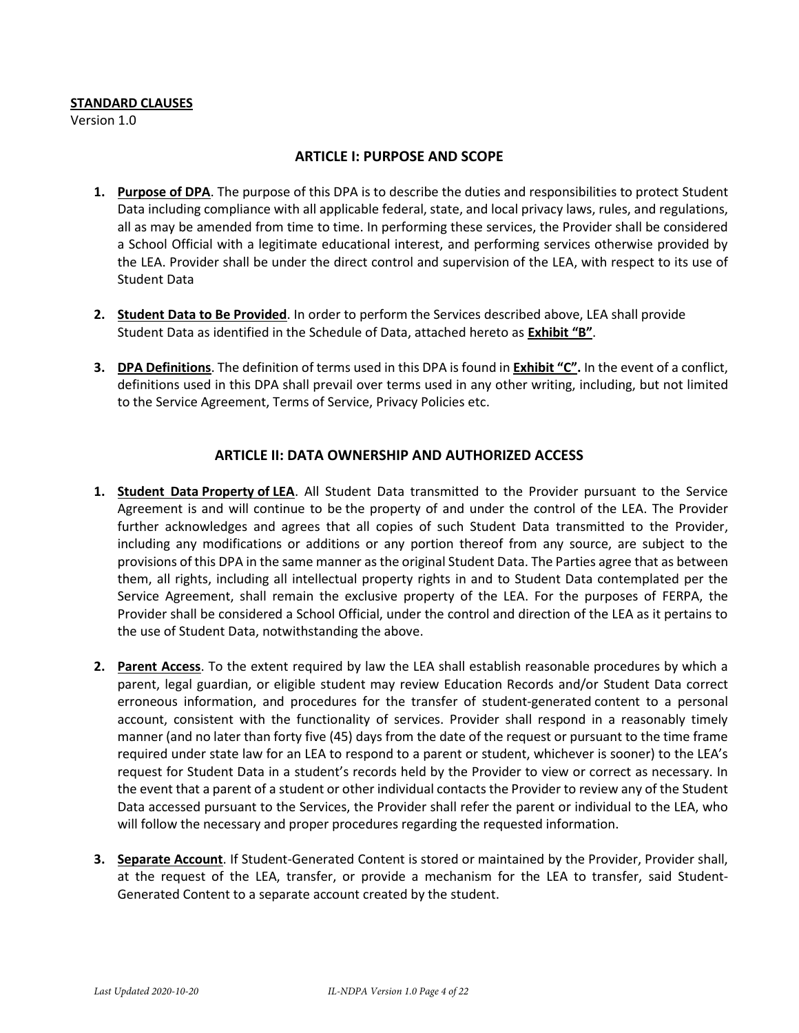**STANDARD CLAUSES**

Version 1.0

## ARTICLE I: PURPOSE AND SCOPE

1. **Purpose of DPA**. The purpose of this DPA is to describe the duties and responsibilities to protect Student Data including compliance with all applicable federal, state, and local privacy laws, rules, and regulations, all as may be amended from time to time. In performing these services, the Provider shall be considered a School Official with a legitimate educational interest, and performing services otherwise provided by the LEA. Provider shall be under the direct control and supervision of the LEA, with respect to its use of Student Data

2. **Student Data to Be Provided**. In order to perform the Services described above, LEA shall provide Student Data as identified in the Schedule of Data, attached hereto as **Exhibit "B"**.

3. **DPA Definitions**. The definition of terms used in this DPA is found in **Exhibit "C".** In the event of a conflict, definitions used in this DPA shall prevail over terms used in any other writing, including, but not limited to the Service Agreement, Terms of Service, Privacy Policies etc.

## ARTICLE II: DATA OWNERSHIP AND AUTHORIZED ACCESS

1. **Student Data Property of LEA**. All Student Data transmitted to the Provider pursuant to the Service Agreement is and will continue to be the property of and under the control of the LEA. The Provider further acknowledges and agrees that all copies of such Student Data transmitted to the Provider, including any modifications or additions or any portion thereof from any source, are subject to the provisions of this DPA in the same manner as the original Student Data. The Parties agree that as between them, all rights, including all intellectual property rights in and to Student Data contemplated per the Service Agreement, shall remain the exclusive property of the LEA. For the purposes of FERPA, the Provider shall be considered a School Official, under the control and direction of the LEA as it pertains to the use of Student Data, notwithstanding the above.

2. **Parent Access**. To the extent required by law the LEA shall establish reasonable procedures by which a parent, legal guardian, or eligible student may review Education Records and/or Student Data correct erroneous information, and procedures for the transfer of student-generated content to a personal account, consistent with the functionality of services. Provider shall respond in a reasonably timely manner (and no later than forty five (45) days from the date of the request or pursuant to the time frame required under state law for an LEA to respond to a parent or student, whichever is sooner) to the LEA's request for Student Data in a student's records held by the Provider to view or correct as necessary. In the event that a parent of a student or other individual contacts the Provider to review any of the Student Data accessed pursuant to the Services, the Provider shall refer the parent or individual to the LEA, who will follow the necessary and proper procedures regarding the requested information.

3. **Separate Account**. If Student-Generated Content is stored or maintained by the Provider, Provider shall, at the request of the LEA, transfer, or provide a mechanism for the LEA to transfer, said Student-Generated Content to a separate account created by the student.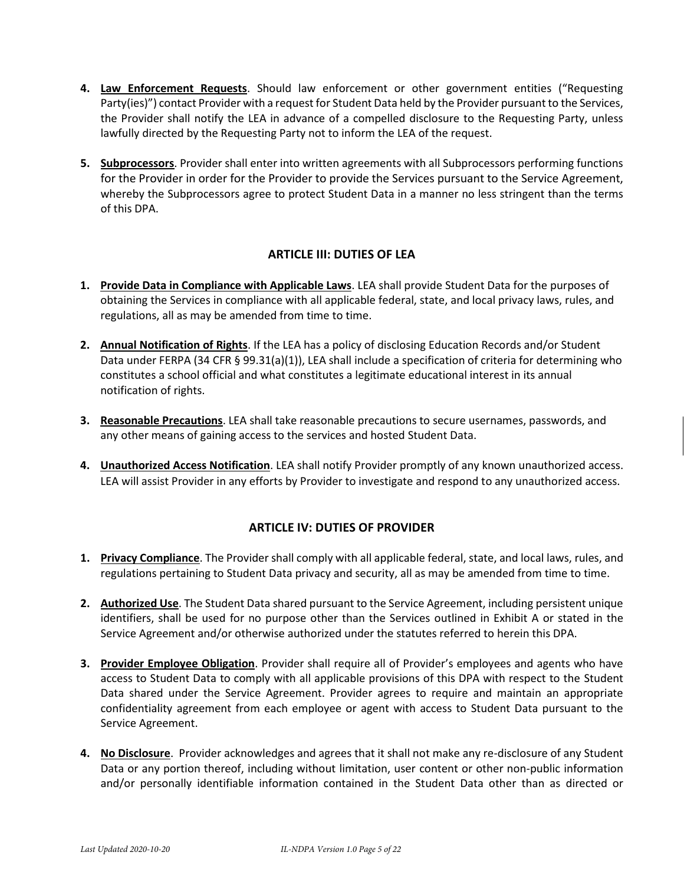4. **Law Enforcement Requests**. Should law enforcement or other government entities ("Requesting Party(ies)") contact Provider with a request for Student Data held by the Provider pursuant to the Services, the Provider shall notify the LEA in advance of a compelled disclosure to the Requesting Party, unless lawfully directed by the Requesting Party not to inform the LEA of the request.

5. **Subprocessors**. Provider shall enter into written agreements with all Subprocessors performing functions for the Provider in order for the Provider to provide the Services pursuant to the Service Agreement, whereby the Subprocessors agree to protect Student Data in a manner no less stringent than the terms of this DPA.

## ARTICLE III: DUTIES OF LEA

1. **Provide Data in Compliance with Applicable Laws**. LEA shall provide Student Data for the purposes of obtaining the Services in compliance with all applicable federal, state, and local privacy laws, rules, and regulations, all as may be amended from time to time.

2. **Annual Notification of Rights**. If the LEA has a policy of disclosing Education Records and/or Student Data under FERPA (34 CFR § 99.31(a)(1)), LEA shall include a specification of criteria for determining who constitutes a school official and what constitutes a legitimate educational interest in its annual notification of rights.

3. **Reasonable Precautions**. LEA shall take reasonable precautions to secure usernames, passwords, and any other means of gaining access to the services and hosted Student Data.

4. **Unauthorized Access Notification**. LEA shall notify Provider promptly of any known unauthorized access. LEA will assist Provider in any efforts by Provider to investigate and respond to any unauthorized access.

## ARTICLE IV: DUTIES OF PROVIDER

1. **Privacy Compliance**. The Provider shall comply with all applicable federal, state, and local laws, rules, and regulations pertaining to Student Data privacy and security, all as may be amended from time to time.

2. **Authorized Use**. The Student Data shared pursuant to the Service Agreement, including persistent unique identifiers, shall be used for no purpose other than the Services outlined in Exhibit A or stated in the Service Agreement and/or otherwise authorized under the statutes referred to herein this DPA.

3. **Provider Employee Obligation**. Provider shall require all of Provider's employees and agents who have access to Student Data to comply with all applicable provisions of this DPA with respect to the Student Data shared under the Service Agreement. Provider agrees to require and maintain an appropriate confidentiality agreement from each employee or agent with access to Student Data pursuant to the Service Agreement.

4. **No Disclosure**. Provider acknowledges and agrees that it shall not make any re-disclosure of any Student Data or any portion thereof, including without limitation, user content or other non-public information and/or personally identifiable information contained in the Student Data other than as directed or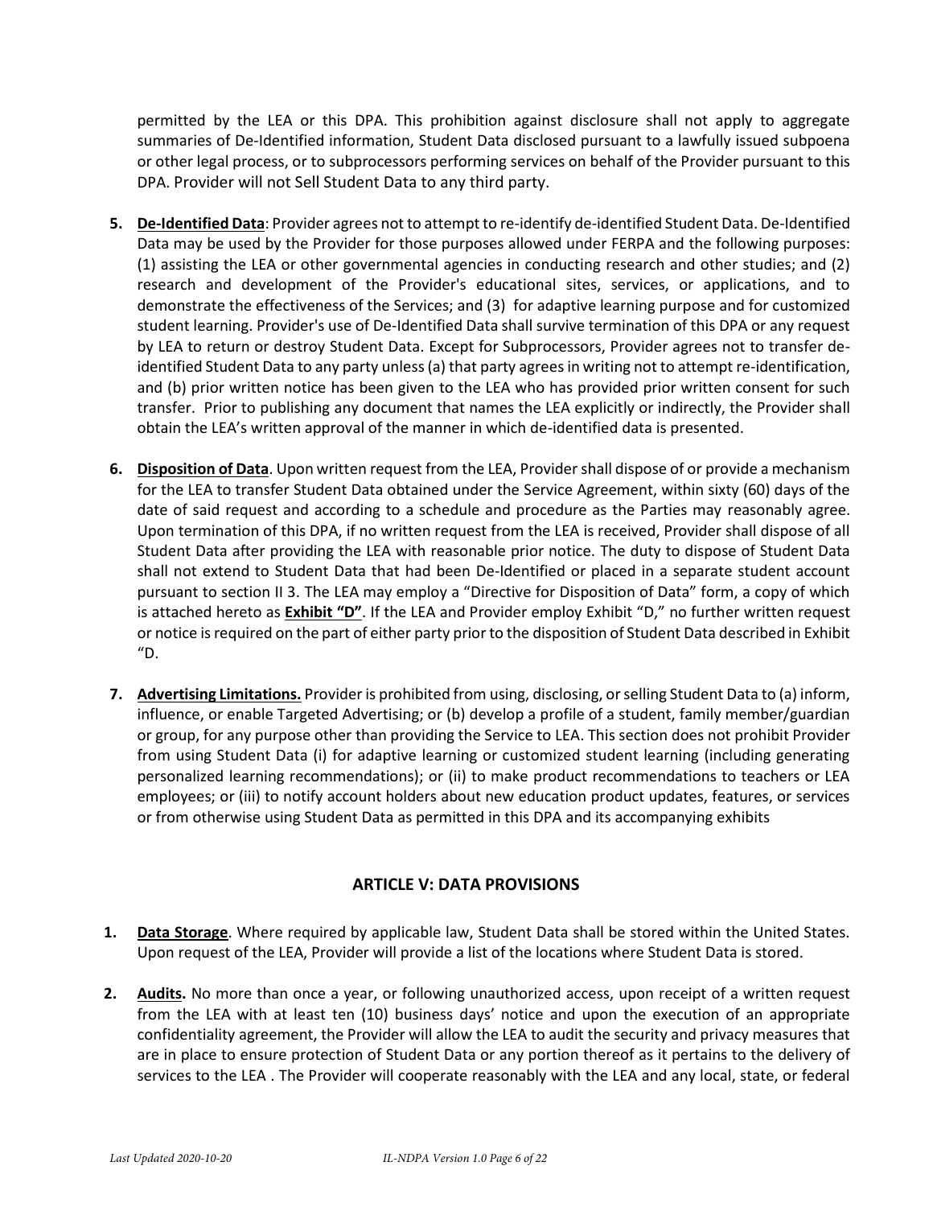permitted by the LEA or this DPA. This prohibition against disclosure shall not apply to aggregate summaries of De-Identified information, Student Data disclosed pursuant to a lawfully issued subpoena or other legal process, or to subprocessors performing services on behalf of the Provider pursuant to this DPA. Provider will not Sell Student Data to any third party.

5. **De-Identified Data**: Provider agrees not to attempt to re-identify de-identified Student Data. De-Identified Data may be used by the Provider for those purposes allowed under FERPA and the following purposes: (1) assisting the LEA or other governmental agencies in conducting research and other studies; and (2) research and development of the Provider's educational sites, services, or applications, and to demonstrate the effectiveness of the Services; and (3) for adaptive learning purpose and for customized student learning. Provider's use of De-Identified Data shall survive termination of this DPA or any request by LEA to return or destroy Student Data. Except for Subprocessors, Provider agrees not to transfer de-identified Student Data to any party unless (a) that party agrees in writing not to attempt re-identification, and (b) prior written notice has been given to the LEA who has provided prior written consent for such transfer. Prior to publishing any document that names the LEA explicitly or indirectly, the Provider shall obtain the LEA's written approval of the manner in which de-identified data is presented.

6. **Disposition of Data**. Upon written request from the LEA, Provider shall dispose of or provide a mechanism for the LEA to transfer Student Data obtained under the Service Agreement, within sixty (60) days of the date of said request and according to a schedule and procedure as the Parties may reasonably agree. Upon termination of this DPA, if no written request from the LEA is received, Provider shall dispose of all Student Data after providing the LEA with reasonable prior notice. The duty to dispose of Student Data shall not extend to Student Data that had been De-Identified or placed in a separate student account pursuant to section II 3. The LEA may employ a "Directive for Disposition of Data" form, a copy of which is attached hereto as **Exhibit "D"**. If the LEA and Provider employ Exhibit "D," no further written request or notice is required on the part of either party prior to the disposition of Student Data described in Exhibit "D.

7. **Advertising Limitations.** Provider is prohibited from using, disclosing, or selling Student Data to (a) inform, influence, or enable Targeted Advertising; or (b) develop a profile of a student, family member/guardian or group, for any purpose other than providing the Service to LEA. This section does not prohibit Provider from using Student Data (i) for adaptive learning or customized student learning (including generating personalized learning recommendations); or (ii) to make product recommendations to teachers or LEA employees; or (iii) to notify account holders about new education product updates, features, or services or from otherwise using Student Data as permitted in this DPA and its accompanying exhibits

## ARTICLE V: DATA PROVISIONS

1. **Data Storage**. Where required by applicable law, Student Data shall be stored within the United States. Upon request of the LEA, Provider will provide a list of the locations where Student Data is stored.

2. **Audits.** No more than once a year, or following unauthorized access, upon receipt of a written request from the LEA with at least ten (10) business days' notice and upon the execution of an appropriate confidentiality agreement, the Provider will allow the LEA to audit the security and privacy measures that are in place to ensure protection of Student Data or any portion thereof as it pertains to the delivery of services to the LEA . The Provider will cooperate reasonably with the LEA and any local, state, or federal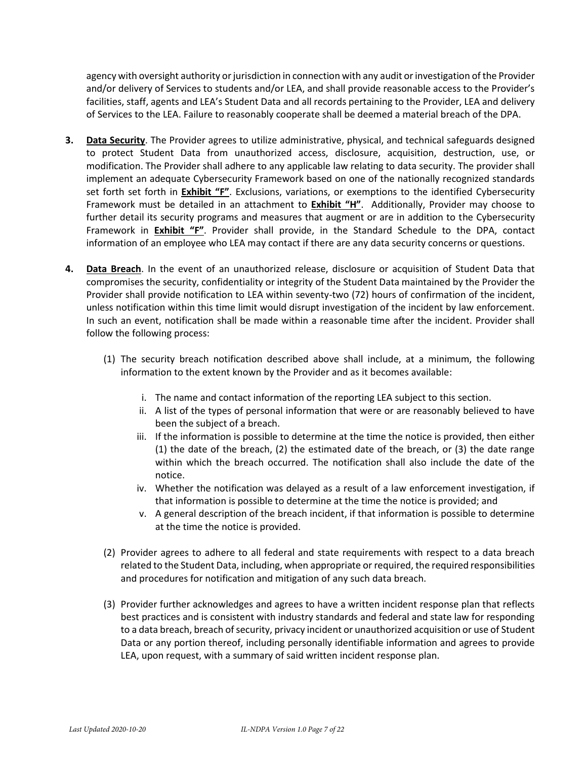agency with oversight authority or jurisdiction in connection with any audit or investigation of the Provider and/or delivery of Services to students and/or LEA, and shall provide reasonable access to the Provider's facilities, staff, agents and LEA's Student Data and all records pertaining to the Provider, LEA and delivery of Services to the LEA. Failure to reasonably cooperate shall be deemed a material breach of the DPA.

**3.** **<u>Data Security</u>**. The Provider agrees to utilize administrative, physical, and technical safeguards designed to protect Student Data from unauthorized access, disclosure, acquisition, destruction, use, or modification. The Provider shall adhere to any applicable law relating to data security. The provider shall implement an adequate Cybersecurity Framework based on one of the nationally recognized standards set forth set forth in **<u>Exhibit "F"</u>**. Exclusions, variations, or exemptions to the identified Cybersecurity Framework must be detailed in an attachment to **<u>Exhibit "H"</u>**. Additionally, Provider may choose to further detail its security programs and measures that augment or are in addition to the Cybersecurity Framework in **<u>Exhibit "F"</u>**. Provider shall provide, in the Standard Schedule to the DPA, contact information of an employee who LEA may contact if there are any data security concerns or questions.

**4.** **<u>Data Breach</u>**. In the event of an unauthorized release, disclosure or acquisition of Student Data that compromises the security, confidentiality or integrity of the Student Data maintained by the Provider the Provider shall provide notification to LEA within seventy-two (72) hours of confirmation of the incident, unless notification within this time limit would disrupt investigation of the incident by law enforcement. In such an event, notification shall be made within a reasonable time after the incident. Provider shall follow the following process:

(1) The security breach notification described above shall include, at a minimum, the following information to the extent known by the Provider and as it becomes available:

   i. The name and contact information of the reporting LEA subject to this section.

   ii. A list of the types of personal information that were or are reasonably believed to have been the subject of a breach.

   iii. If the information is possible to determine at the time the notice is provided, then either (1) the date of the breach, (2) the estimated date of the breach, or (3) the date range within which the breach occurred. The notification shall also include the date of the notice.

   iv. Whether the notification was delayed as a result of a law enforcement investigation, if that information is possible to determine at the time the notice is provided; and

   v. A general description of the breach incident, if that information is possible to determine at the time the notice is provided.

(2) Provider agrees to adhere to all federal and state requirements with respect to a data breach related to the Student Data, including, when appropriate or required, the required responsibilities and procedures for notification and mitigation of any such data breach.

(3) Provider further acknowledges and agrees to have a written incident response plan that reflects best practices and is consistent with industry standards and federal and state law for responding to a data breach, breach of security, privacy incident or unauthorized acquisition or use of Student Data or any portion thereof, including personally identifiable information and agrees to provide LEA, upon request, with a summary of said written incident response plan.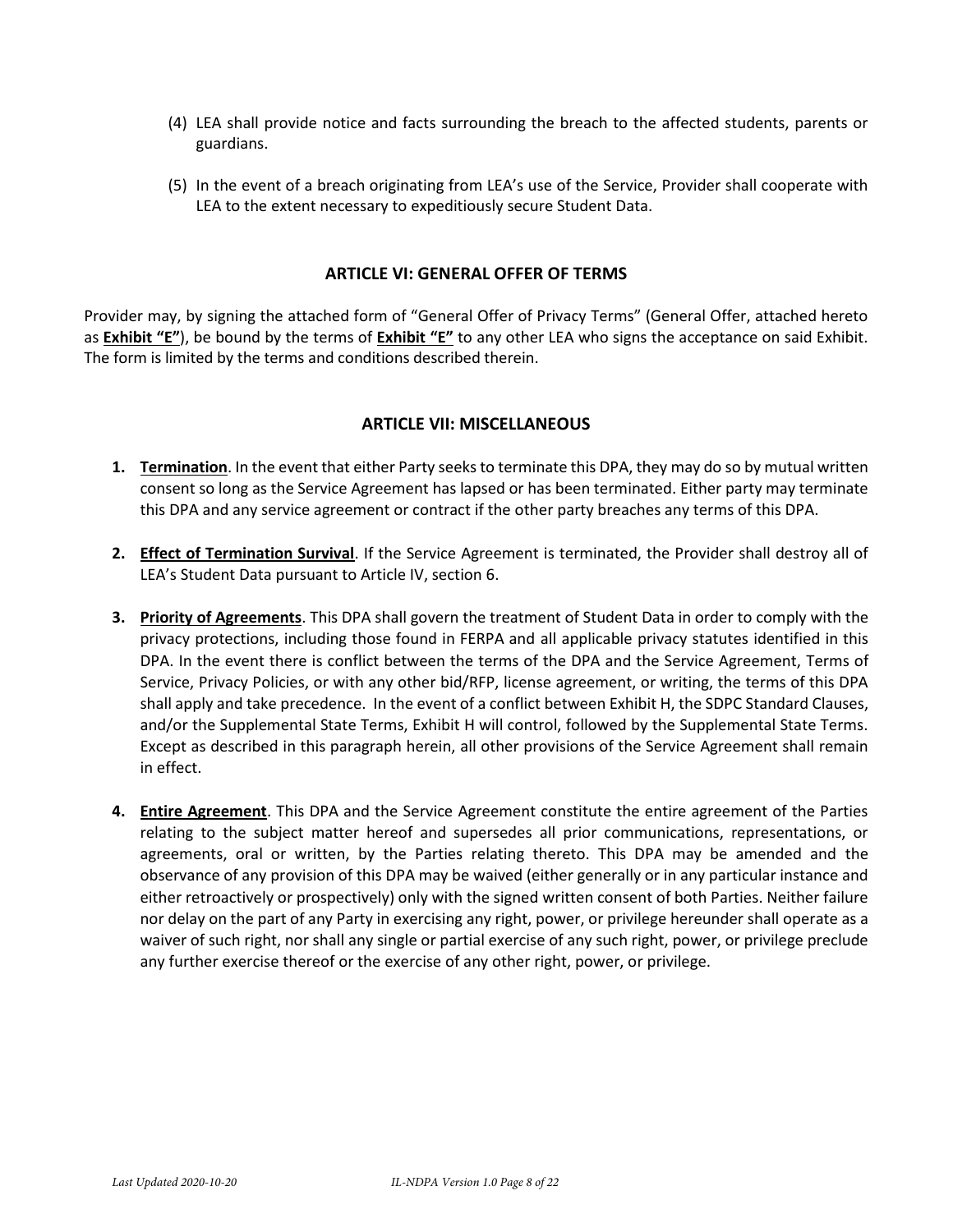(4) LEA shall provide notice and facts surrounding the breach to the affected students, parents or guardians.

(5) In the event of a breach originating from LEA's use of the Service, Provider shall cooperate with LEA to the extent necessary to expeditiously secure Student Data.

## ARTICLE VI: GENERAL OFFER OF TERMS

Provider may, by signing the attached form of "General Offer of Privacy Terms" (General Offer, attached hereto as **Exhibit "E"**), be bound by the terms of **Exhibit "E"** to any other LEA who signs the acceptance on said Exhibit. The form is limited by the terms and conditions described therein.

## ARTICLE VII: MISCELLANEOUS

1. **Termination**. In the event that either Party seeks to terminate this DPA, they may do so by mutual written consent so long as the Service Agreement has lapsed or has been terminated. Either party may terminate this DPA and any service agreement or contract if the other party breaches any terms of this DPA.

2. **Effect of Termination Survival**. If the Service Agreement is terminated, the Provider shall destroy all of LEA's Student Data pursuant to Article IV, section 6.

3. **Priority of Agreements**. This DPA shall govern the treatment of Student Data in order to comply with the privacy protections, including those found in FERPA and all applicable privacy statutes identified in this DPA. In the event there is conflict between the terms of the DPA and the Service Agreement, Terms of Service, Privacy Policies, or with any other bid/RFP, license agreement, or writing, the terms of this DPA shall apply and take precedence. In the event of a conflict between Exhibit H, the SDPC Standard Clauses, and/or the Supplemental State Terms, Exhibit H will control, followed by the Supplemental State Terms. Except as described in this paragraph herein, all other provisions of the Service Agreement shall remain in effect.

4. **Entire Agreement**. This DPA and the Service Agreement constitute the entire agreement of the Parties relating to the subject matter hereof and supersedes all prior communications, representations, or agreements, oral or written, by the Parties relating thereto. This DPA may be amended and the observance of any provision of this DPA may be waived (either generally or in any particular instance and either retroactively or prospectively) only with the signed written consent of both Parties. Neither failure nor delay on the part of any Party in exercising any right, power, or privilege hereunder shall operate as a waiver of such right, nor shall any single or partial exercise of any such right, power, or privilege preclude any further exercise thereof or the exercise of any other right, power, or privilege.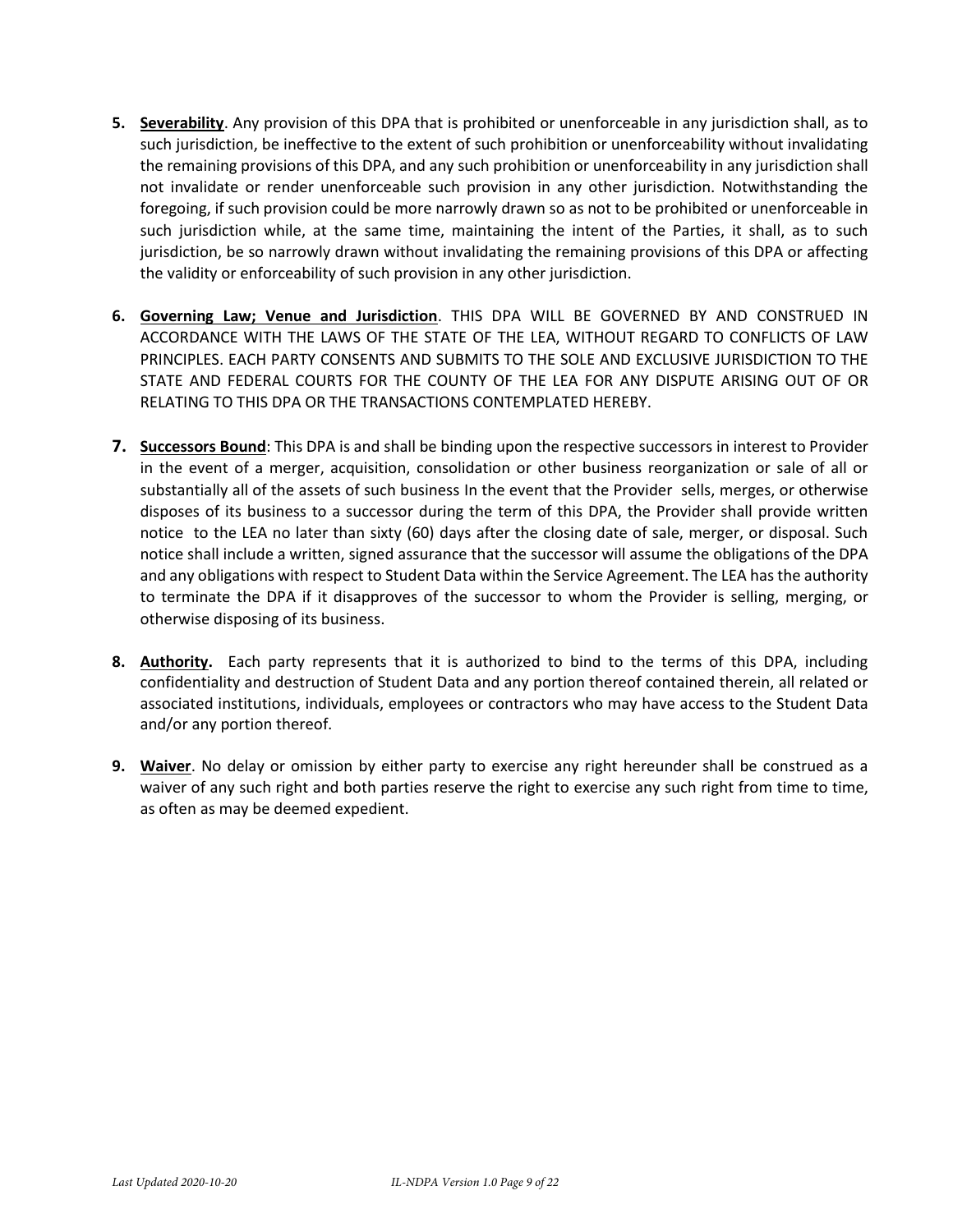5. **Severability**. Any provision of this DPA that is prohibited or unenforceable in any jurisdiction shall, as to such jurisdiction, be ineffective to the extent of such prohibition or unenforceability without invalidating the remaining provisions of this DPA, and any such prohibition or unenforceability in any jurisdiction shall not invalidate or render unenforceable such provision in any other jurisdiction. Notwithstanding the foregoing, if such provision could be more narrowly drawn so as not to be prohibited or unenforceable in such jurisdiction while, at the same time, maintaining the intent of the Parties, it shall, as to such jurisdiction, be so narrowly drawn without invalidating the remaining provisions of this DPA or affecting the validity or enforceability of such provision in any other jurisdiction.

6. **Governing Law; Venue and Jurisdiction**. THIS DPA WILL BE GOVERNED BY AND CONSTRUED IN ACCORDANCE WITH THE LAWS OF THE STATE OF THE LEA, WITHOUT REGARD TO CONFLICTS OF LAW PRINCIPLES. EACH PARTY CONSENTS AND SUBMITS TO THE SOLE AND EXCLUSIVE JURISDICTION TO THE STATE AND FEDERAL COURTS FOR THE COUNTY OF THE LEA FOR ANY DISPUTE ARISING OUT OF OR RELATING TO THIS DPA OR THE TRANSACTIONS CONTEMPLATED HEREBY.

7. **Successors Bound**: This DPA is and shall be binding upon the respective successors in interest to Provider in the event of a merger, acquisition, consolidation or other business reorganization or sale of all or substantially all of the assets of such business In the event that the Provider sells, merges, or otherwise disposes of its business to a successor during the term of this DPA, the Provider shall provide written notice to the LEA no later than sixty (60) days after the closing date of sale, merger, or disposal. Such notice shall include a written, signed assurance that the successor will assume the obligations of the DPA and any obligations with respect to Student Data within the Service Agreement. The LEA has the authority to terminate the DPA if it disapproves of the successor to whom the Provider is selling, merging, or otherwise disposing of its business.

8. **Authority.** Each party represents that it is authorized to bind to the terms of this DPA, including confidentiality and destruction of Student Data and any portion thereof contained therein, all related or associated institutions, individuals, employees or contractors who may have access to the Student Data and/or any portion thereof.

9. **Waiver**. No delay or omission by either party to exercise any right hereunder shall be construed as a waiver of any such right and both parties reserve the right to exercise any such right from time to time, as often as may be deemed expedient.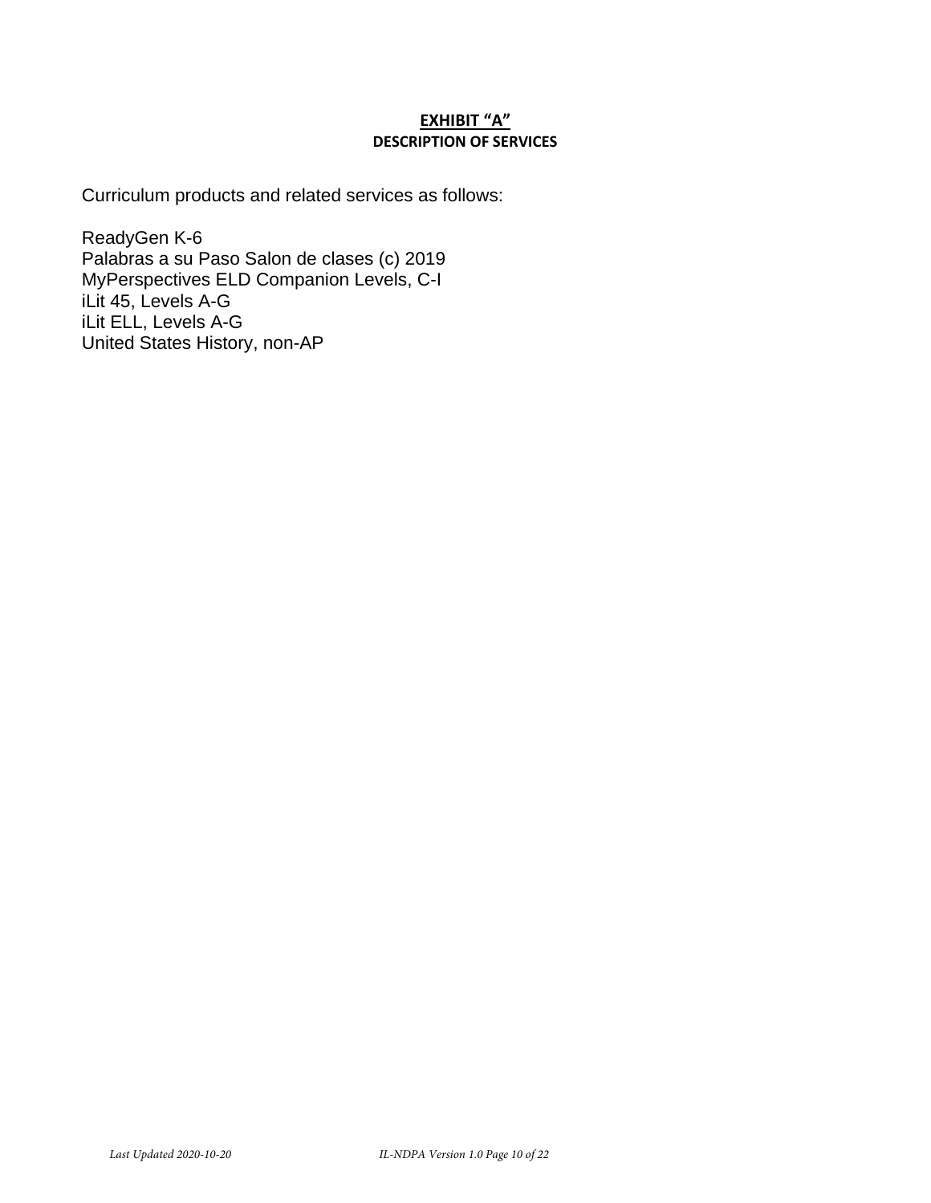## EXHIBIT "A"

### DESCRIPTION OF SERVICES

Curriculum products and related services as follows:

ReadyGen K-6
Palabras a su Paso Salon de clases (c) 2019
MyPerspectives ELD Companion Levels, C-I
iLit 45, Levels A-G
iLit ELL, Levels A-G
United States History, non-AP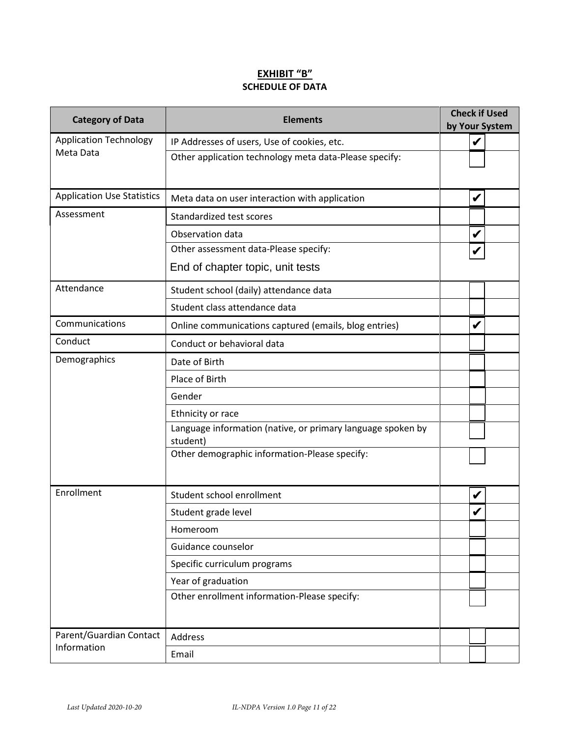## EXHIBIT "B"

### SCHEDULE OF DATA

| Category of Data | Elements | Check if Used by Your System |
|---|---|---|
| Application Technology Meta Data | IP Addresses of users, Use of cookies, etc. | ✔ |
| | Other application technology meta data-Please specify: | |
| Application Use Statistics | Meta data on user interaction with application | ✔ |
| Assessment | Standardized test scores | |
| | Observation data | ✔ |
| | Other assessment data-Please specify: End of chapter topic, unit tests | ✔ |
| Attendance | Student school (daily) attendance data | |
| | Student class attendance data | |
| Communications | Online communications captured (emails, blog entries) | ✔ |
| Conduct | Conduct or behavioral data | |
| Demographics | Date of Birth | |
| | Place of Birth | |
| | Gender | |
| | Ethnicity or race | |
| | Language information (native, or primary language spoken by student) | |
| | Other demographic information-Please specify: | |
| Enrollment | Student school enrollment | ✔ |
| | Student grade level | ✔ |
| | Homeroom | |
| | Guidance counselor | |
| | Specific curriculum programs | |
| | Year of graduation | |
| | Other enrollment information-Please specify: | |
| Parent/Guardian Contact Information | Address | |
| | Email | |

*Last Updated 2020-10-20*

*IL-NDPA Version 1.0*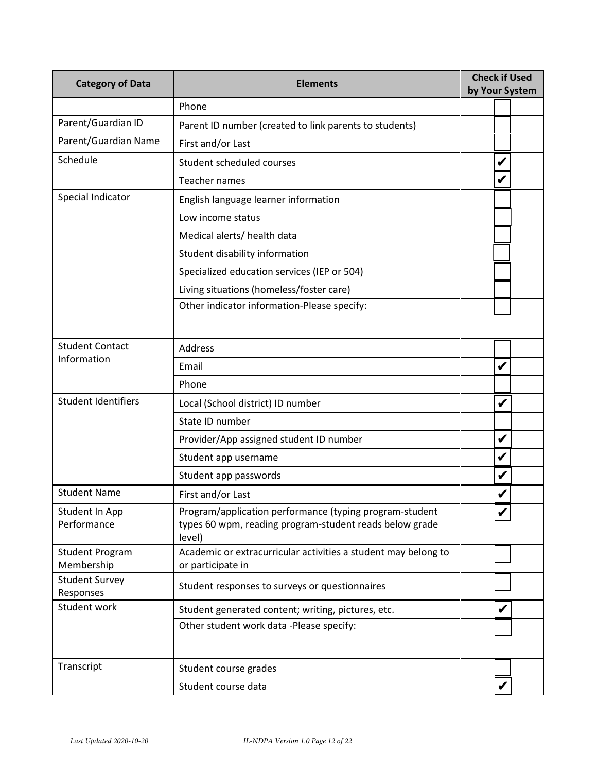| Category of Data | Elements | Check if Used by Your System |
|---|---|---|
| | Phone | |
| Parent/Guardian ID | Parent ID number (created to link parents to students) | |
| Parent/Guardian Name | First and/or Last | |
| Schedule | Student scheduled courses | ✔ |
| | Teacher names | ✔ |
| Special Indicator | English language learner information | |
| | Low income status | |
| | Medical alerts/ health data | |
| | Student disability information | |
| | Specialized education services (IEP or 504) | |
| | Living situations (homeless/foster care) | |
| | Other indicator information-Please specify: | |
| Student Contact Information | Address | |
| | Email | ✔ |
| | Phone | |
| Student Identifiers | Local (School district) ID number | ✔ |
| | State ID number | |
| | Provider/App assigned student ID number | ✔ |
| | Student app username | ✔ |
| | Student app passwords | ✔ |
| Student Name | First and/or Last | ✔ |
| Student In App Performance | Program/application performance (typing program-student types 60 wpm, reading program-student reads below grade level) | ✔ |
| Student Program Membership | Academic or extracurricular activities a student may belong to or participate in | |
| Student Survey Responses | Student responses to surveys or questionnaires | |
| Student work | Student generated content; writing, pictures, etc. | ✔ |
| | Other student work data -Please specify: | |
| Transcript | Student course grades | |
| | Student course data | ✔ |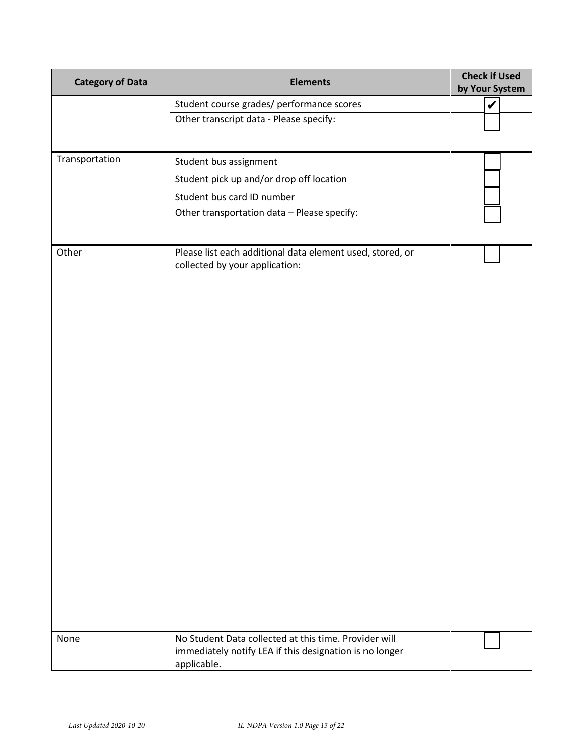| Category of Data | Elements | Check if Used by Your System |
|---|---|---|
| | Student course grades/ performance scores | ✔ |
| | Other transcript data - Please specify: | |
| Transportation | Student bus assignment | |
| | Student pick up and/or drop off location | |
| | Student bus card ID number | |
| | Other transportation data – Please specify: | |
| Other | Please list each additional data element used, stored, or collected by your application: | |
| None | No Student Data collected at this time. Provider will immediately notify LEA if this designation is no longer applicable. | |

*Last Updated 2020-10-20*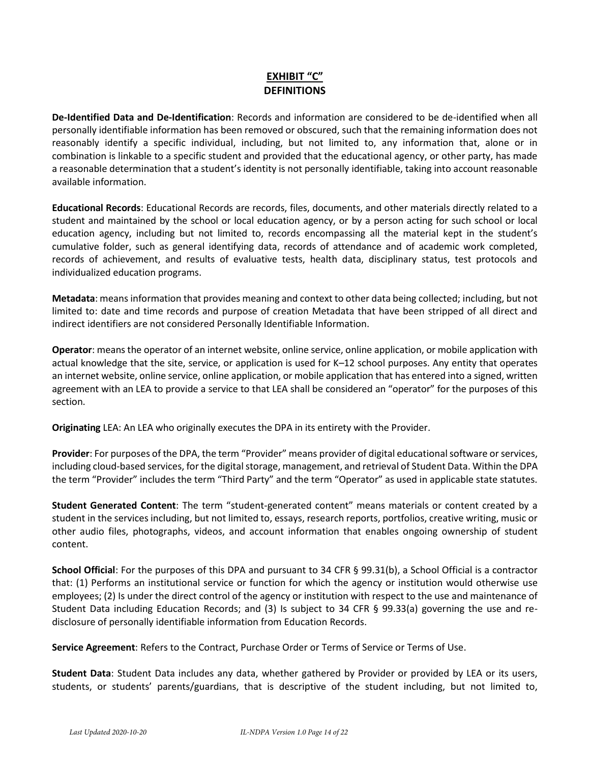# EXHIBIT "C"
## DEFINITIONS

**De-Identified Data and De-Identification**: Records and information are considered to be de-identified when all personally identifiable information has been removed or obscured, such that the remaining information does not reasonably identify a specific individual, including, but not limited to, any information that, alone or in combination is linkable to a specific student and provided that the educational agency, or other party, has made a reasonable determination that a student's identity is not personally identifiable, taking into account reasonable available information.

**Educational Records**: Educational Records are records, files, documents, and other materials directly related to a student and maintained by the school or local education agency, or by a person acting for such school or local education agency, including but not limited to, records encompassing all the material kept in the student's cumulative folder, such as general identifying data, records of attendance and of academic work completed, records of achievement, and results of evaluative tests, health data, disciplinary status, test protocols and individualized education programs.

**Metadata**: means information that provides meaning and context to other data being collected; including, but not limited to: date and time records and purpose of creation Metadata that have been stripped of all direct and indirect identifiers are not considered Personally Identifiable Information.

**Operator**: means the operator of an internet website, online service, online application, or mobile application with actual knowledge that the site, service, or application is used for K–12 school purposes. Any entity that operates an internet website, online service, online application, or mobile application that has entered into a signed, written agreement with an LEA to provide a service to that LEA shall be considered an "operator" for the purposes of this section.

**Originating** LEA: An LEA who originally executes the DPA in its entirety with the Provider.

**Provider**: For purposes of the DPA, the term "Provider" means provider of digital educational software or services, including cloud-based services, for the digital storage, management, and retrieval of Student Data. Within the DPA the term "Provider" includes the term "Third Party" and the term "Operator" as used in applicable state statutes.

**Student Generated Content**: The term "student-generated content" means materials or content created by a student in the services including, but not limited to, essays, research reports, portfolios, creative writing, music or other audio files, photographs, videos, and account information that enables ongoing ownership of student content.

**School Official**: For the purposes of this DPA and pursuant to 34 CFR § 99.31(b), a School Official is a contractor that: (1) Performs an institutional service or function for which the agency or institution would otherwise use employees; (2) Is under the direct control of the agency or institution with respect to the use and maintenance of Student Data including Education Records; and (3) Is subject to 34 CFR § 99.33(a) governing the use and re-disclosure of personally identifiable information from Education Records.

**Service Agreement**: Refers to the Contract, Purchase Order or Terms of Service or Terms of Use.

**Student Data**: Student Data includes any data, whether gathered by Provider or provided by LEA or its users, students, or students' parents/guardians, that is descriptive of the student including, but not limited to,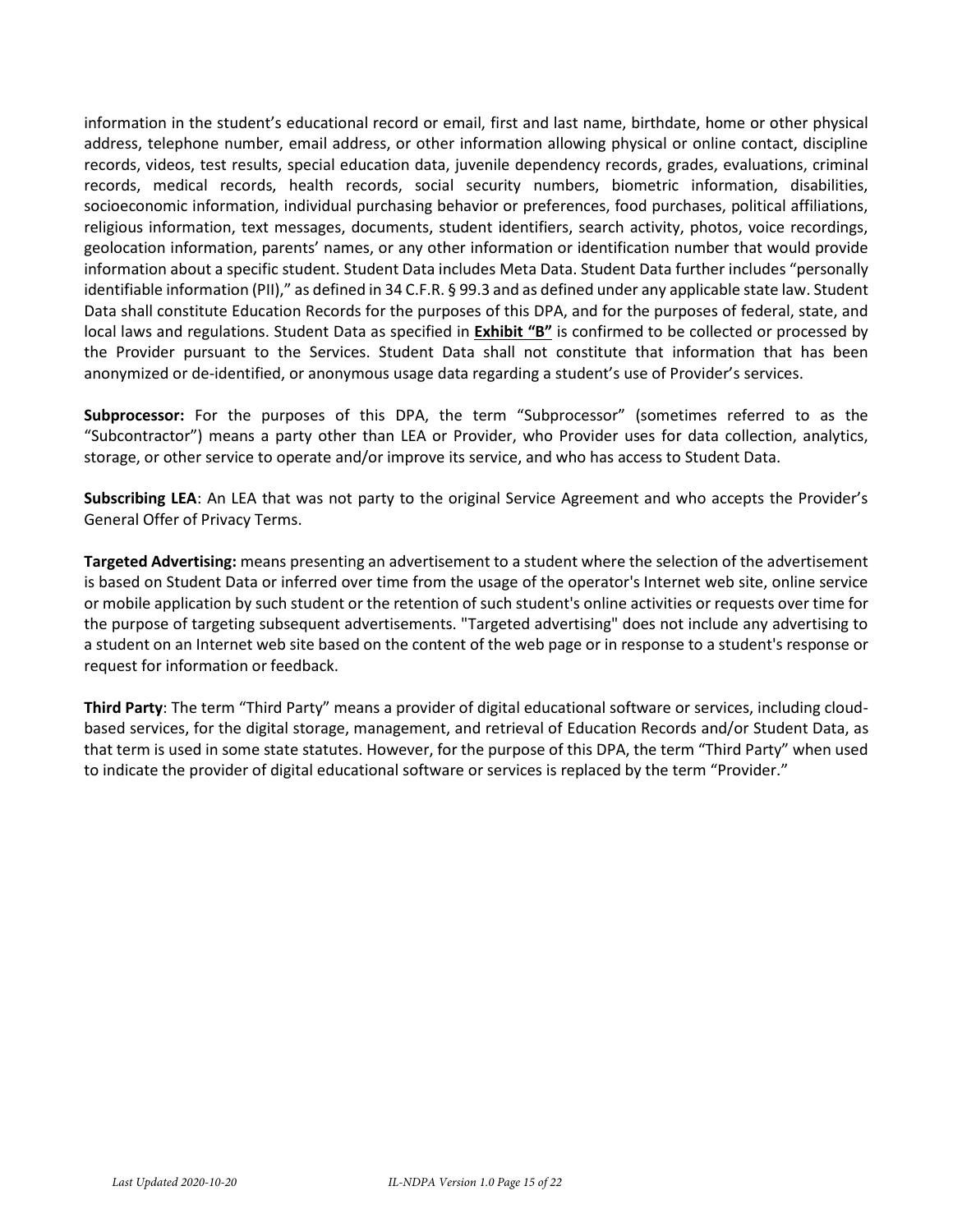information in the student's educational record or email, first and last name, birthdate, home or other physical address, telephone number, email address, or other information allowing physical or online contact, discipline records, videos, test results, special education data, juvenile dependency records, grades, evaluations, criminal records, medical records, health records, social security numbers, biometric information, disabilities, socioeconomic information, individual purchasing behavior or preferences, food purchases, political affiliations, religious information, text messages, documents, student identifiers, search activity, photos, voice recordings, geolocation information, parents' names, or any other information or identification number that would provide information about a specific student. Student Data includes Meta Data. Student Data further includes "personally identifiable information (PII)," as defined in 34 C.F.R. § 99.3 and as defined under any applicable state law. Student Data shall constitute Education Records for the purposes of this DPA, and for the purposes of federal, state, and local laws and regulations. Student Data as specified in **Exhibit "B"** is confirmed to be collected or processed by the Provider pursuant to the Services. Student Data shall not constitute that information that has been anonymized or de-identified, or anonymous usage data regarding a student's use of Provider's services.

**Subprocessor:** For the purposes of this DPA, the term "Subprocessor" (sometimes referred to as the "Subcontractor") means a party other than LEA or Provider, who Provider uses for data collection, analytics, storage, or other service to operate and/or improve its service, and who has access to Student Data.

**Subscribing LEA**: An LEA that was not party to the original Service Agreement and who accepts the Provider's General Offer of Privacy Terms.

**Targeted Advertising:** means presenting an advertisement to a student where the selection of the advertisement is based on Student Data or inferred over time from the usage of the operator's Internet web site, online service or mobile application by such student or the retention of such student's online activities or requests over time for the purpose of targeting subsequent advertisements. "Targeted advertising" does not include any advertising to a student on an Internet web site based on the content of the web page or in response to a student's response or request for information or feedback.

**Third Party**: The term "Third Party" means a provider of digital educational software or services, including cloud-based services, for the digital storage, management, and retrieval of Education Records and/or Student Data, as that term is used in some state statutes. However, for the purpose of this DPA, the term "Third Party" when used to indicate the provider of digital educational software or services is replaced by the term "Provider."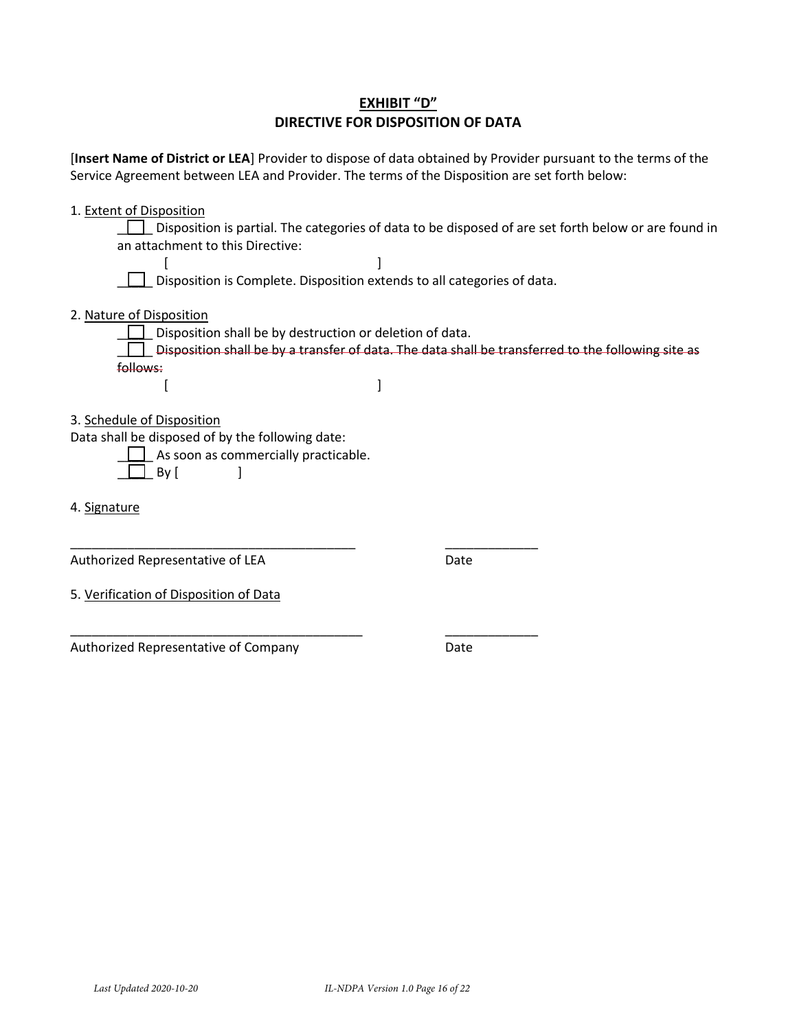**EXHIBIT "D"**

**DIRECTIVE FOR DISPOSITION OF DATA**

[**Insert Name of District or LEA**] Provider to dispose of data obtained by Provider pursuant to the terms of the Service Agreement between LEA and Provider. The terms of the Disposition are set forth below:

1. Extent of Disposition

☐ Disposition is partial. The categories of data to be disposed of are set forth below or are found in an attachment to this Directive:

[ ]

☐ Disposition is Complete. Disposition extends to all categories of data.

2. Nature of Disposition

☐ Disposition shall be by destruction or deletion of data.

☐ ~~Disposition shall be by a transfer of data. The data shall be transferred to the following site as follows:~~

[ ]

3. Schedule of Disposition

Data shall be disposed of by the following date:

☐ As soon as commercially practicable.

☐ By [ ]

4. Signature

_________________________________________ _____________

Authorized Representative of LEA Date

5. Verification of Disposition of Data

_________________________________________ _____________

Authorized Representative of Company Date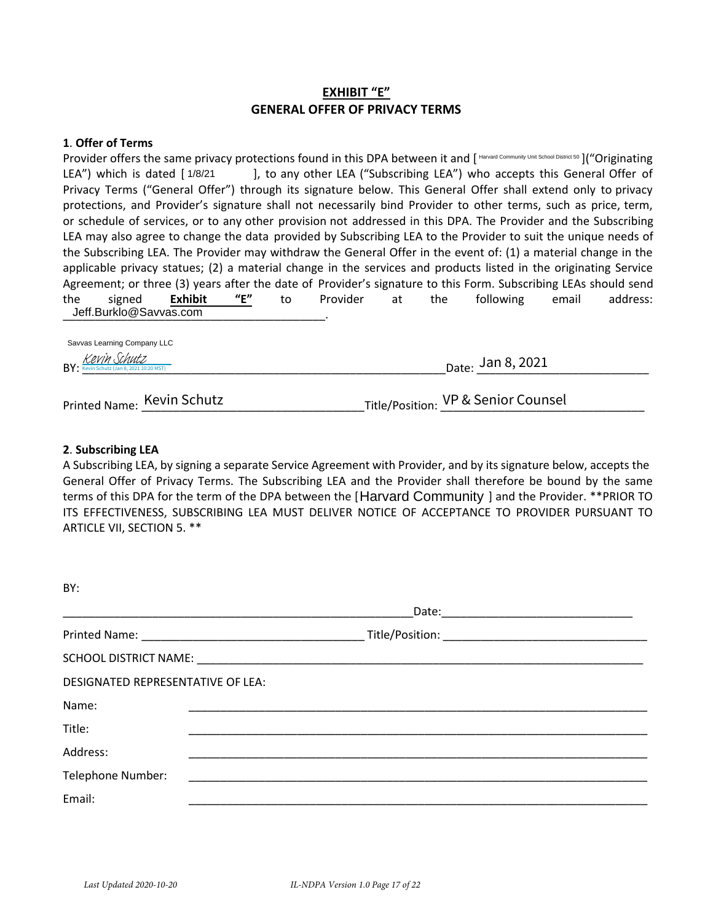# EXHIBIT "E"

## GENERAL OFFER OF PRIVACY TERMS

**1**. **Offer of Terms**

Provider offers the same privacy protections found in this DPA between it and [ Harvard Community Unit School District 50 ](“Originating LEA”) which is dated [ 1/8/21 ], to any other LEA (“Subscribing LEA”) who accepts this General Offer of Privacy Terms (“General Offer”) through its signature below. This General Offer shall extend only to privacy protections, and Provider’s signature shall not necessarily bind Provider to other terms, such as price, term, or schedule of services, or to any other provision not addressed in this DPA. The Provider and the Subscribing LEA may also agree to change the data provided by Subscribing LEA to the Provider to suit the unique needs of the Subscribing LEA. The Provider may withdraw the General Offer in the event of: (1) a material change in the applicable privacy statues; (2) a material change in the services and products listed in the originating Service Agreement; or three (3) years after the date of Provider’s signature to this Form. Subscribing LEAs should send the signed **Exhibit "E"** to Provider at the following email address: Jeff.Burklo@Savvas.com.

Savvas Learning Company LLC

BY: *Kevin Schutz* (Kevin Schutz (Jan 8, 2021 10:20 MST)) Date: Jan 8, 2021

Printed Name: Kevin Schutz Title/Position: VP & Senior Counsel

**2**. **Subscribing LEA**

A Subscribing LEA, by signing a separate Service Agreement with Provider, and by its signature below, accepts the General Offer of Privacy Terms. The Subscribing LEA and the Provider shall therefore be bound by the same terms of this DPA for the term of the DPA between the [Harvard Community ] and the Provider. **PRIOR TO ITS EFFECTIVENESS, SUBSCRIBING LEA MUST DELIVER NOTICE OF ACCEPTANCE TO PROVIDER PURSUANT TO ARTICLE VII, SECTION 5. **

BY:

_______________________________________ Date: _______________________

Printed Name: ___________________________ Title/Position: ___________________________

SCHOOL DISTRICT NAME: _______________________________________________

DESIGNATED REPRESENTATIVE OF LEA:

Name: _______________________________________________

Title: _______________________________________________

Address: _______________________________________________

Telephone Number: _______________________________________________

Email: _______________________________________________

*Last Updated 2020-10-20* *IL-NDPA Version 1.0*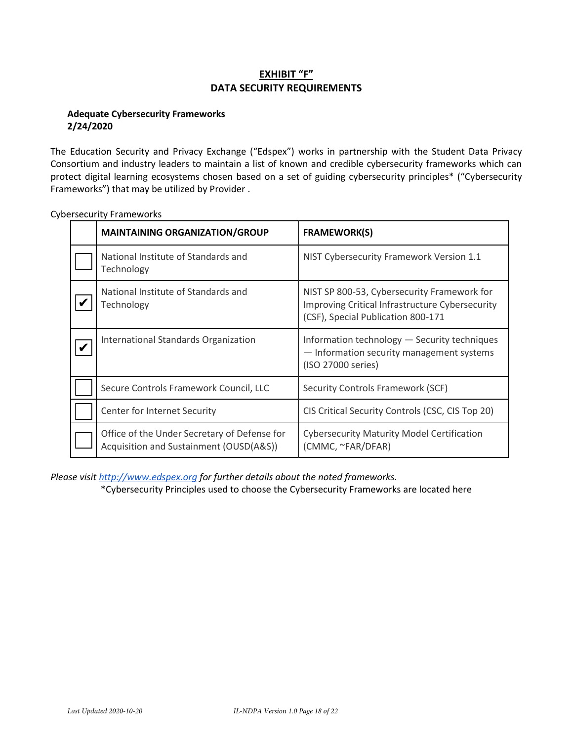## EXHIBIT "F"
## DATA SECURITY REQUIREMENTS

**Adequate Cybersecurity Frameworks**
**2/24/2020**

The Education Security and Privacy Exchange ("Edspex") works in partnership with the Student Data Privacy Consortium and industry leaders to maintain a list of known and credible cybersecurity frameworks which can protect digital learning ecosystems chosen based on a set of guiding cybersecurity principles* ("Cybersecurity Frameworks") that may be utilized by Provider .

Cybersecurity Frameworks

| | **MAINTAINING ORGANIZATION/GROUP** | **FRAMEWORK(S)** |
|---|---|---|
| ☐ | National Institute of Standards and Technology | NIST Cybersecurity Framework Version 1.1 |
| ✔ | National Institute of Standards and Technology | NIST SP 800-53, Cybersecurity Framework for Improving Critical Infrastructure Cybersecurity (CSF), Special Publication 800-171 |
| ✔ | International Standards Organization | Information technology — Security techniques — Information security management systems (ISO 27000 series) |
| ☐ | Secure Controls Framework Council, LLC | Security Controls Framework (SCF) |
| ☐ | Center for Internet Security | CIS Critical Security Controls (CSC, CIS Top 20) |
| ☐ | Office of the Under Secretary of Defense for Acquisition and Sustainment (OUSD(A&S)) | Cybersecurity Maturity Model Certification (CMMC, ~FAR/DFAR) |

*Please visit [http://www.edspex.org](http://www.edspex.org) for further details about the noted frameworks.*

*Cybersecurity Principles used to choose the Cybersecurity Frameworks are located here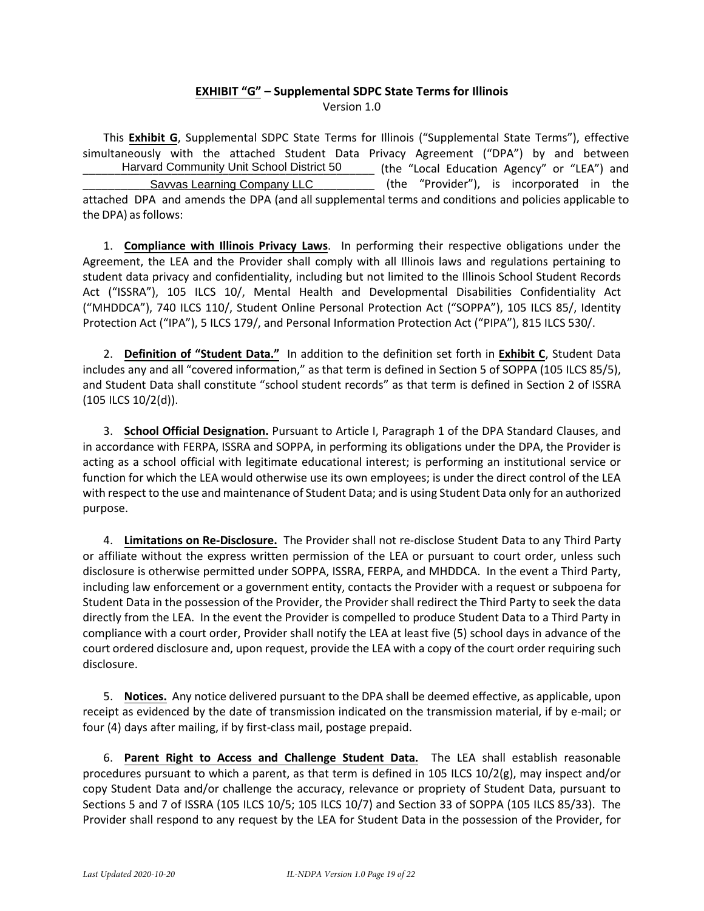## **EXHIBIT "G" – Supplemental SDPC State Terms for Illinois**

Version 1.0

This **Exhibit G**, Supplemental SDPC State Terms for Illinois ("Supplemental State Terms"), effective simultaneously with the attached Student Data Privacy Agreement ("DPA") by and between ______Harvard Community Unit School District 50______ (the "Local Education Agency" or "LEA") and ________Savvas Learning Company LLC________ (the "Provider"), is incorporated in the attached DPA and amends the DPA (and all supplemental terms and conditions and policies applicable to the DPA) as follows:

1. **Compliance with Illinois Privacy Laws**. In performing their respective obligations under the Agreement, the LEA and the Provider shall comply with all Illinois laws and regulations pertaining to student data privacy and confidentiality, including but not limited to the Illinois School Student Records Act ("ISSRA"), 105 ILCS 10/, Mental Health and Developmental Disabilities Confidentiality Act ("MHDDCA"), 740 ILCS 110/, Student Online Personal Protection Act ("SOPPA"), 105 ILCS 85/, Identity Protection Act ("IPA"), 5 ILCS 179/, and Personal Information Protection Act ("PIPA"), 815 ILCS 530/.

2. **Definition of "Student Data."** In addition to the definition set forth in **Exhibit C**, Student Data includes any and all "covered information," as that term is defined in Section 5 of SOPPA (105 ILCS 85/5), and Student Data shall constitute "school student records" as that term is defined in Section 2 of ISSRA (105 ILCS 10/2(d)).

3. **School Official Designation.** Pursuant to Article I, Paragraph 1 of the DPA Standard Clauses, and in accordance with FERPA, ISSRA and SOPPA, in performing its obligations under the DPA, the Provider is acting as a school official with legitimate educational interest; is performing an institutional service or function for which the LEA would otherwise use its own employees; is under the direct control of the LEA with respect to the use and maintenance of Student Data; and is using Student Data only for an authorized purpose.

4. **Limitations on Re-Disclosure.** The Provider shall not re-disclose Student Data to any Third Party or affiliate without the express written permission of the LEA or pursuant to court order, unless such disclosure is otherwise permitted under SOPPA, ISSRA, FERPA, and MHDDCA. In the event a Third Party, including law enforcement or a government entity, contacts the Provider with a request or subpoena for Student Data in the possession of the Provider, the Provider shall redirect the Third Party to seek the data directly from the LEA. In the event the Provider is compelled to produce Student Data to a Third Party in compliance with a court order, Provider shall notify the LEA at least five (5) school days in advance of the court ordered disclosure and, upon request, provide the LEA with a copy of the court order requiring such disclosure.

5. **Notices.** Any notice delivered pursuant to the DPA shall be deemed effective, as applicable, upon receipt as evidenced by the date of transmission indicated on the transmission material, if by e-mail; or four (4) days after mailing, if by first-class mail, postage prepaid.

6. **Parent Right to Access and Challenge Student Data.** The LEA shall establish reasonable procedures pursuant to which a parent, as that term is defined in 105 ILCS 10/2(g), may inspect and/or copy Student Data and/or challenge the accuracy, relevance or propriety of Student Data, pursuant to Sections 5 and 7 of ISSRA (105 ILCS 10/5; 105 ILCS 10/7) and Section 33 of SOPPA (105 ILCS 85/33). The Provider shall respond to any request by the LEA for Student Data in the possession of the Provider, for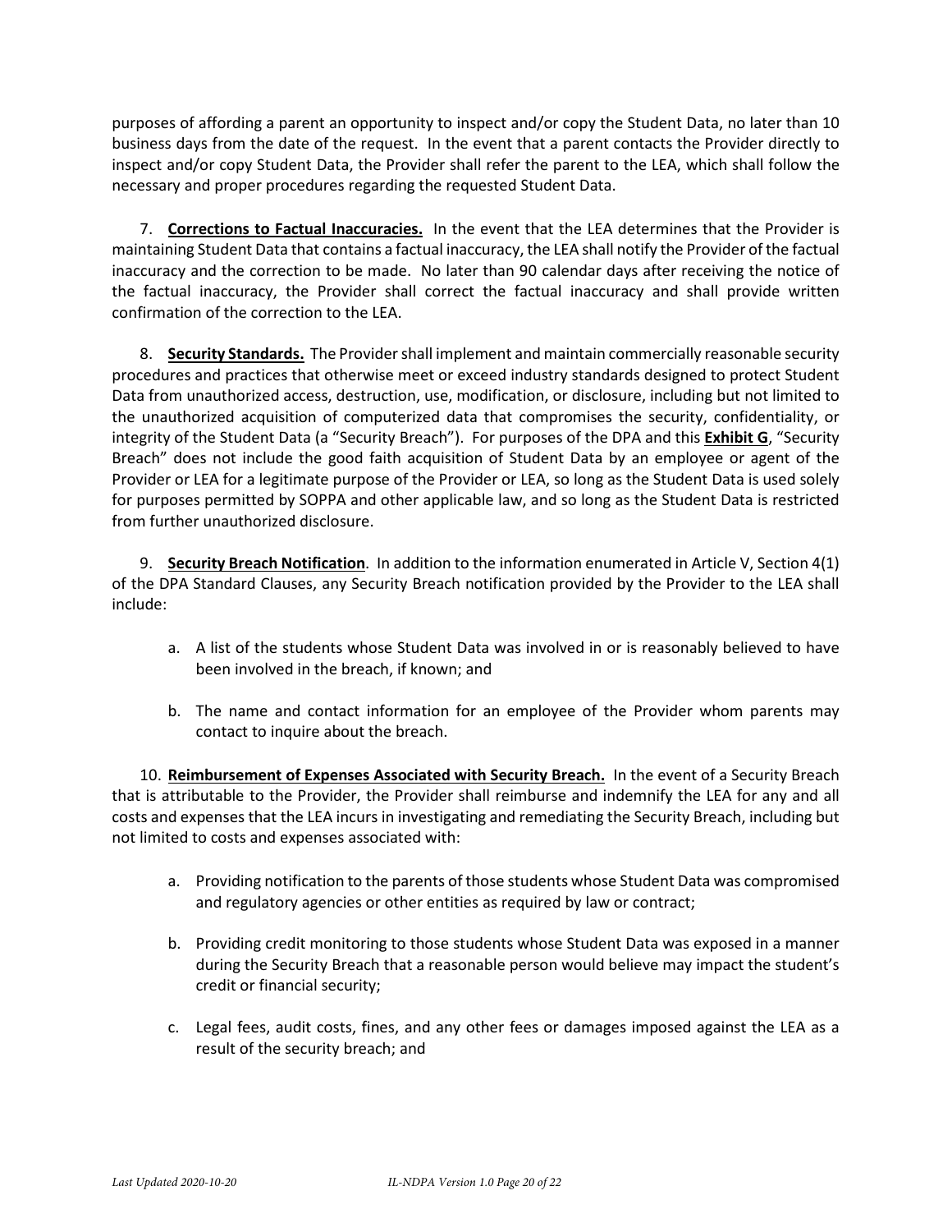purposes of affording a parent an opportunity to inspect and/or copy the Student Data, no later than 10 business days from the date of the request. In the event that a parent contacts the Provider directly to inspect and/or copy Student Data, the Provider shall refer the parent to the LEA, which shall follow the necessary and proper procedures regarding the requested Student Data.

7. **Corrections to Factual Inaccuracies.** In the event that the LEA determines that the Provider is maintaining Student Data that contains a factual inaccuracy, the LEA shall notify the Provider of the factual inaccuracy and the correction to be made. No later than 90 calendar days after receiving the notice of the factual inaccuracy, the Provider shall correct the factual inaccuracy and shall provide written confirmation of the correction to the LEA.

8. **Security Standards.** The Provider shall implement and maintain commercially reasonable security procedures and practices that otherwise meet or exceed industry standards designed to protect Student Data from unauthorized access, destruction, use, modification, or disclosure, including but not limited to the unauthorized acquisition of computerized data that compromises the security, confidentiality, or integrity of the Student Data (a "Security Breach"). For purposes of the DPA and this **Exhibit G**, "Security Breach" does not include the good faith acquisition of Student Data by an employee or agent of the Provider or LEA for a legitimate purpose of the Provider or LEA, so long as the Student Data is used solely for purposes permitted by SOPPA and other applicable law, and so long as the Student Data is restricted from further unauthorized disclosure.

9. **Security Breach Notification**. In addition to the information enumerated in Article V, Section 4(1) of the DPA Standard Clauses, any Security Breach notification provided by the Provider to the LEA shall include:

   a. A list of the students whose Student Data was involved in or is reasonably believed to have been involved in the breach, if known; and

   b. The name and contact information for an employee of the Provider whom parents may contact to inquire about the breach.

10. **Reimbursement of Expenses Associated with Security Breach.** In the event of a Security Breach that is attributable to the Provider, the Provider shall reimburse and indemnify the LEA for any and all costs and expenses that the LEA incurs in investigating and remediating the Security Breach, including but not limited to costs and expenses associated with:

   a. Providing notification to the parents of those students whose Student Data was compromised and regulatory agencies or other entities as required by law or contract;

   b. Providing credit monitoring to those students whose Student Data was exposed in a manner during the Security Breach that a reasonable person would believe may impact the student's credit or financial security;

   c. Legal fees, audit costs, fines, and any other fees or damages imposed against the LEA as a result of the security breach; and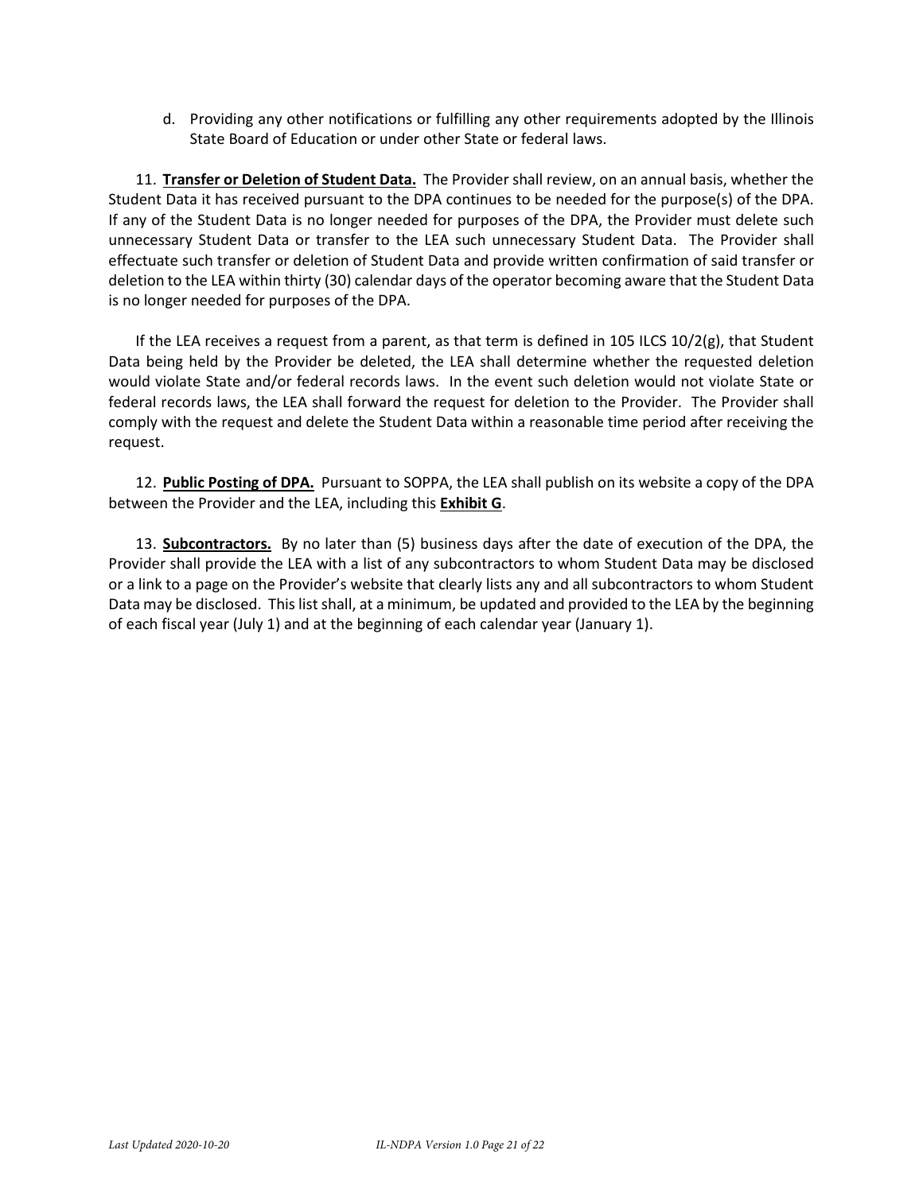d. Providing any other notifications or fulfilling any other requirements adopted by the Illinois State Board of Education or under other State or federal laws.

11. **Transfer or Deletion of Student Data.** The Provider shall review, on an annual basis, whether the Student Data it has received pursuant to the DPA continues to be needed for the purpose(s) of the DPA. If any of the Student Data is no longer needed for purposes of the DPA, the Provider must delete such unnecessary Student Data or transfer to the LEA such unnecessary Student Data. The Provider shall effectuate such transfer or deletion of Student Data and provide written confirmation of said transfer or deletion to the LEA within thirty (30) calendar days of the operator becoming aware that the Student Data is no longer needed for purposes of the DPA.

If the LEA receives a request from a parent, as that term is defined in 105 ILCS 10/2(g), that Student Data being held by the Provider be deleted, the LEA shall determine whether the requested deletion would violate State and/or federal records laws. In the event such deletion would not violate State or federal records laws, the LEA shall forward the request for deletion to the Provider. The Provider shall comply with the request and delete the Student Data within a reasonable time period after receiving the request.

12. **Public Posting of DPA.** Pursuant to SOPPA, the LEA shall publish on its website a copy of the DPA between the Provider and the LEA, including this **Exhibit G**.

13. **Subcontractors.** By no later than (5) business days after the date of execution of the DPA, the Provider shall provide the LEA with a list of any subcontractors to whom Student Data may be disclosed or a link to a page on the Provider's website that clearly lists any and all subcontractors to whom Student Data may be disclosed. This list shall, at a minimum, be updated and provided to the LEA by the beginning of each fiscal year (July 1) and at the beginning of each calendar year (January 1).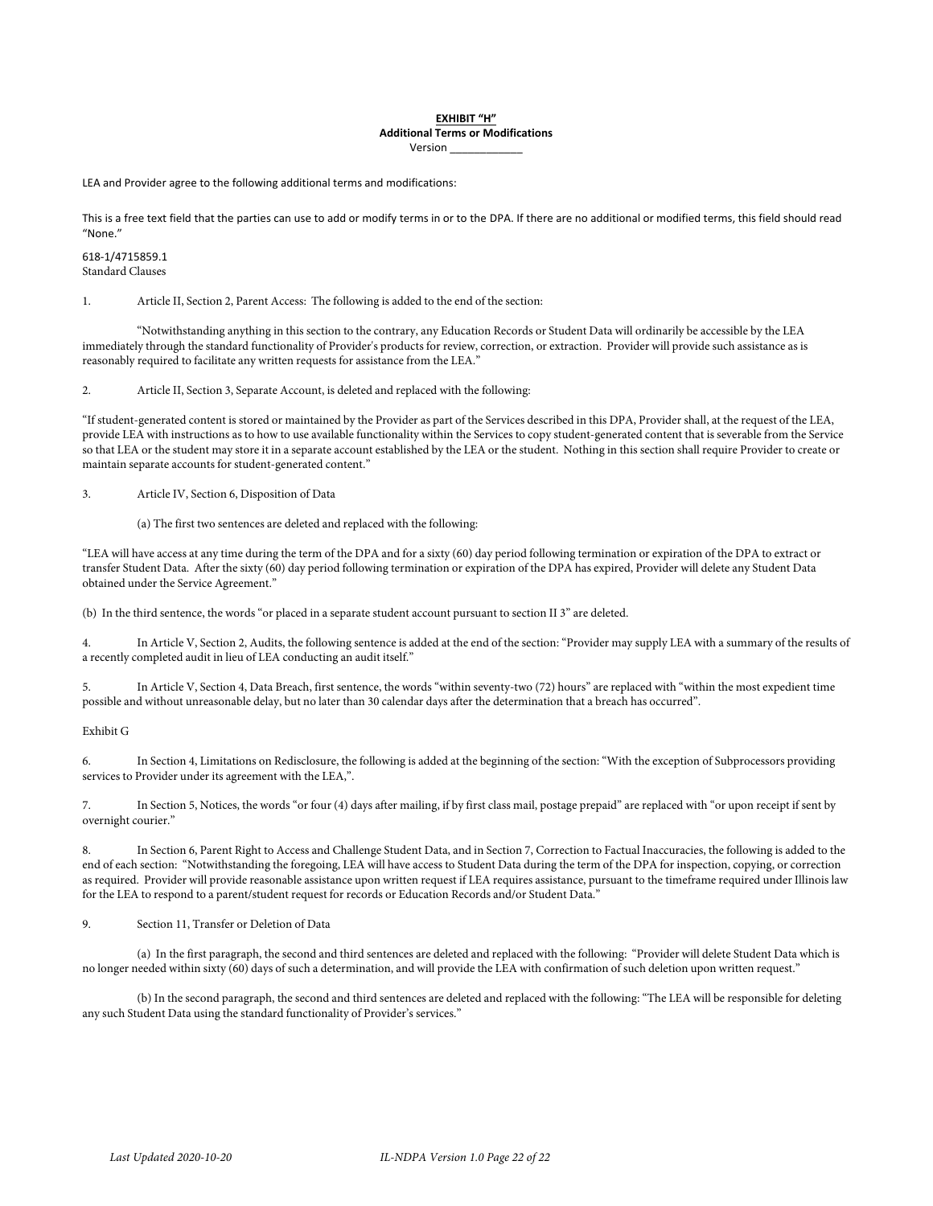**EXHIBIT "H"**
**Additional Terms or Modifications**
Version ____________

LEA and Provider agree to the following additional terms and modifications:

This is a free text field that the parties can use to add or modify terms in or to the DPA. If there are no additional or modified terms, this field should read "None."

618-1/4715859.1
Standard Clauses

1. Article II, Section 2, Parent Access: The following is added to the end of the section:

"Notwithstanding anything in this section to the contrary, any Education Records or Student Data will ordinarily be accessible by the LEA immediately through the standard functionality of Provider's products for review, correction, or extraction. Provider will provide such assistance as is reasonably required to facilitate any written requests for assistance from the LEA."

2. Article II, Section 3, Separate Account, is deleted and replaced with the following:

"If student-generated content is stored or maintained by the Provider as part of the Services described in this DPA, Provider shall, at the request of the LEA, provide LEA with instructions as to how to use available functionality within the Services to copy student-generated content that is severable from the Service so that LEA or the student may store it in a separate account established by the LEA or the student. Nothing in this section shall require Provider to create or maintain separate accounts for student-generated content."

3. Article IV, Section 6, Disposition of Data

(a) The first two sentences are deleted and replaced with the following:

"LEA will have access at any time during the term of the DPA and for a sixty (60) day period following termination or expiration of the DPA to extract or transfer Student Data. After the sixty (60) day period following termination or expiration of the DPA has expired, Provider will delete any Student Data obtained under the Service Agreement."

(b) In the third sentence, the words "or placed in a separate student account pursuant to section II 3" are deleted.

4. In Article V, Section 2, Audits, the following sentence is added at the end of the section: "Provider may supply LEA with a summary of the results of a recently completed audit in lieu of LEA conducting an audit itself."

5. In Article V, Section 4, Data Breach, first sentence, the words "within seventy-two (72) hours" are replaced with "within the most expedient time possible and without unreasonable delay, but no later than 30 calendar days after the determination that a breach has occurred".

Exhibit G

6. In Section 4, Limitations on Redisclosure, the following is added at the beginning of the section: "With the exception of Subprocessors providing services to Provider under its agreement with the LEA,".

7. In Section 5, Notices, the words "or four (4) days after mailing, if by first class mail, postage prepaid" are replaced with "or upon receipt if sent by overnight courier."

8. In Section 6, Parent Right to Access and Challenge Student Data, and in Section 7, Correction to Factual Inaccuracies, the following is added to the end of each section: "Notwithstanding the foregoing, LEA will have access to Student Data during the term of the DPA for inspection, copying, or correction as required. Provider will provide reasonable assistance upon written request if LEA requires assistance, pursuant to the timeframe required under Illinois law for the LEA to respond to a parent/student request for records or Education Records and/or Student Data."

9. Section 11, Transfer or Deletion of Data

(a) In the first paragraph, the second and third sentences are deleted and replaced with the following: "Provider will delete Student Data which is no longer needed within sixty (60) days of such a determination, and will provide the LEA with confirmation of such deletion upon written request."

(b) In the second paragraph, the second and third sentences are deleted and replaced with the following: "The LEA will be responsible for deleting any such Student Data using the standard functionality of Provider's services."